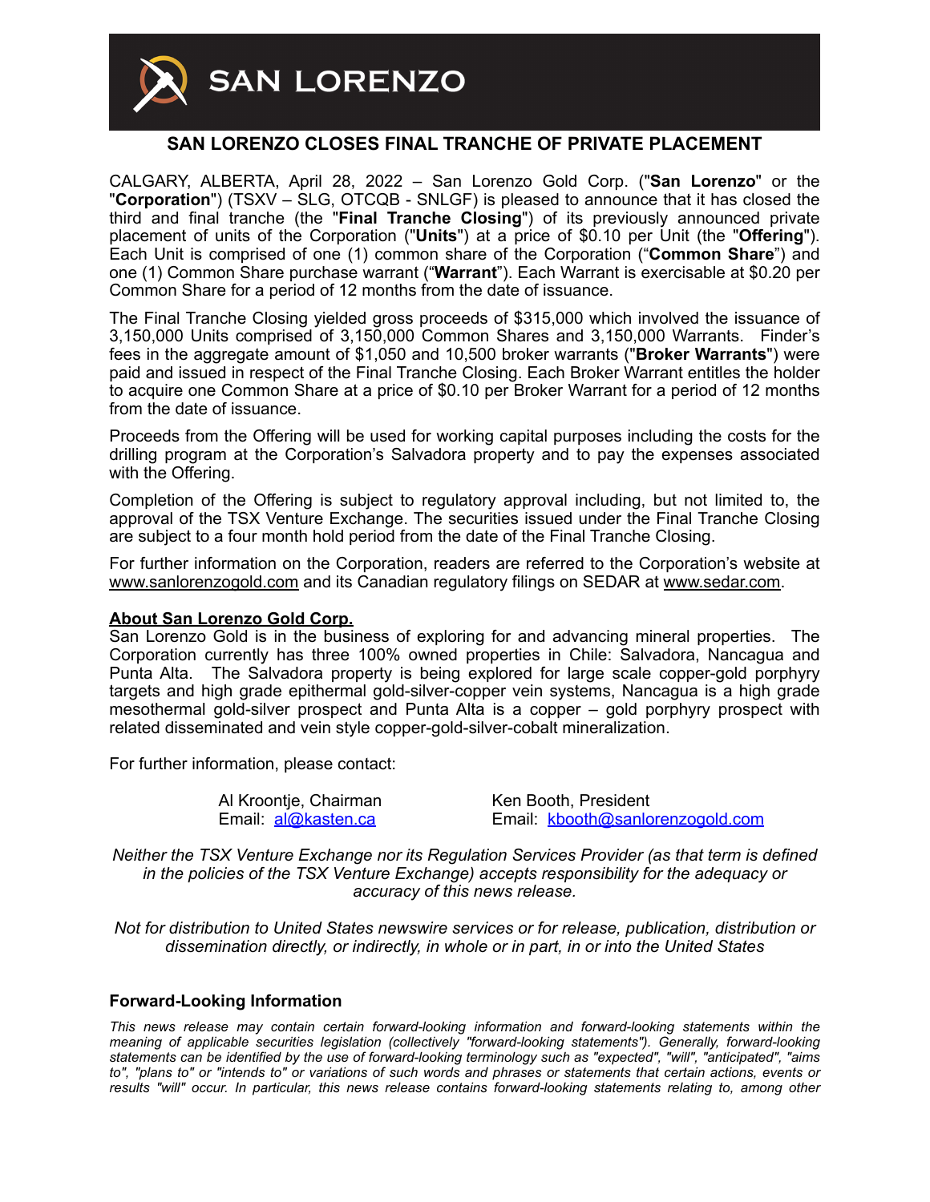SAN LORENZO

# SAN LORENZO CLOSES FINAL TRANCHE OF PRIVATE PLACEMENT

CALGARY, ALBERTA, April 28, 2022 – San Lorenzo Gold Corp. ("**San Lorenzo**" or the "**Corporation**") (TSXV – SLG, OTCQB - SNLGF) is pleased to announce that it has closed the third and final tranche (the "**Final Tranche Closing**") of its previously announced private placement of units of the Corporation ("**Units**") at a price of $0.10 per Unit (the "**Offering**"). Each Unit is comprised of one (1) common share of the Corporation ("**Common Share**") and one (1) Common Share purchase warrant ("**Warrant**"). Each Warrant is exercisable at $0.20 per Common Share for a period of 12 months from the date of issuance.

The Final Tranche Closing yielded gross proceeds of $315,000 which involved the issuance of 3,150,000 Units comprised of 3,150,000 Common Shares and 3,150,000 Warrants. Finder's fees in the aggregate amount of $1,050 and 10,500 broker warrants ("**Broker Warrants**") were paid and issued in respect of the Final Tranche Closing. Each Broker Warrant entitles the holder to acquire one Common Share at a price of $0.10 per Broker Warrant for a period of 12 months from the date of issuance.

Proceeds from the Offering will be used for working capital purposes including the costs for the drilling program at the Corporation's Salvadora property and to pay the expenses associated with the Offering.

Completion of the Offering is subject to regulatory approval including, but not limited to, the approval of the TSX Venture Exchange. The securities issued under the Final Tranche Closing are subject to a four month hold period from the date of the Final Tranche Closing.

For further information on the Corporation, readers are referred to the Corporation's website at www.sanlorenzogold.com and its Canadian regulatory filings on SEDAR at www.sedar.com.

**About San Lorenzo Gold Corp.**

San Lorenzo Gold is in the business of exploring for and advancing mineral properties. The Corporation currently has three 100% owned properties in Chile: Salvadora, Nancagua and Punta Alta. The Salvadora property is being explored for large scale copper-gold porphyry targets and high grade epithermal gold-silver-copper vein systems, Nancagua is a high grade mesothermal gold-silver prospect and Punta Alta is a copper – gold porphyry prospect with related disseminated and vein style copper-gold-silver-cobalt mineralization.

For further information, please contact:

| | |
|---|---|
| Al Kroontje, Chairman | Ken Booth, President |
| Email: al@kasten.ca | Email: kbooth@sanlorenzogold.com |

*Neither the TSX Venture Exchange nor its Regulation Services Provider (as that term is defined in the policies of the TSX Venture Exchange) accepts responsibility for the adequacy or accuracy of this news release.*

*Not for distribution to United States newswire services or for release, publication, distribution or dissemination directly, or indirectly, in whole or in part, in or into the United States*

## Forward-Looking Information

*This news release may contain certain forward-looking information and forward-looking statements within the meaning of applicable securities legislation (collectively "forward-looking statements"). Generally, forward-looking statements can be identified by the use of forward-looking terminology such as "expected", "will", "anticipated", "aims to", "plans to" or "intends to" or variations of such words and phrases or statements that certain actions, events or results "will" occur. In particular, this news release contains forward-looking statements relating to, among other*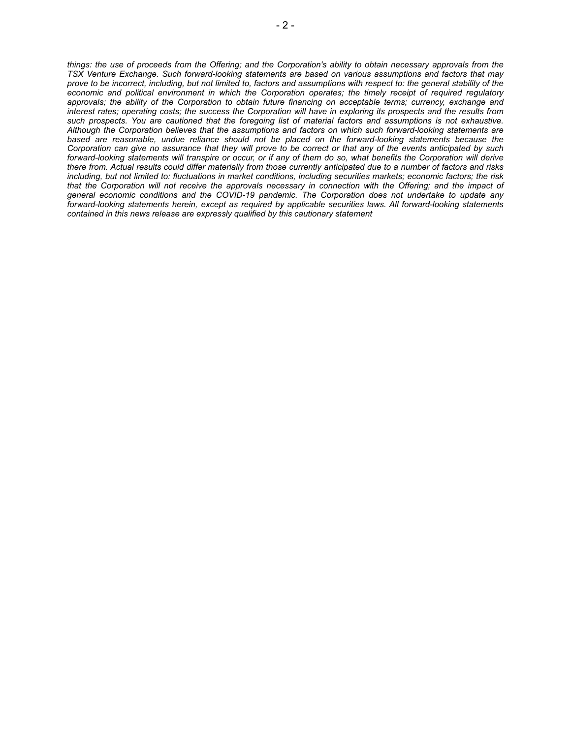*things: the use of proceeds from the Offering; and the Corporation's ability to obtain necessary approvals from the TSX Venture Exchange. Such forward-looking statements are based on various assumptions and factors that may prove to be incorrect, including, but not limited to, factors and assumptions with respect to: the general stability of the economic and political environment in which the Corporation operates; the timely receipt of required regulatory approvals; the ability of the Corporation to obtain future financing on acceptable terms; currency, exchange and interest rates; operating costs; the success the Corporation will have in exploring its prospects and the results from such prospects. You are cautioned that the foregoing list of material factors and assumptions is not exhaustive. Although the Corporation believes that the assumptions and factors on which such forward-looking statements are based are reasonable, undue reliance should not be placed on the forward-looking statements because the Corporation can give no assurance that they will prove to be correct or that any of the events anticipated by such forward-looking statements will transpire or occur, or if any of them do so, what benefits the Corporation will derive there from. Actual results could differ materially from those currently anticipated due to a number of factors and risks including, but not limited to: fluctuations in market conditions, including securities markets; economic factors; the risk that the Corporation will not receive the approvals necessary in connection with the Offering; and the impact of general economic conditions and the COVID-19 pandemic. The Corporation does not undertake to update any forward-looking statements herein, except as required by applicable securities laws. All forward-looking statements contained in this news release are expressly qualified by this cautionary statement*